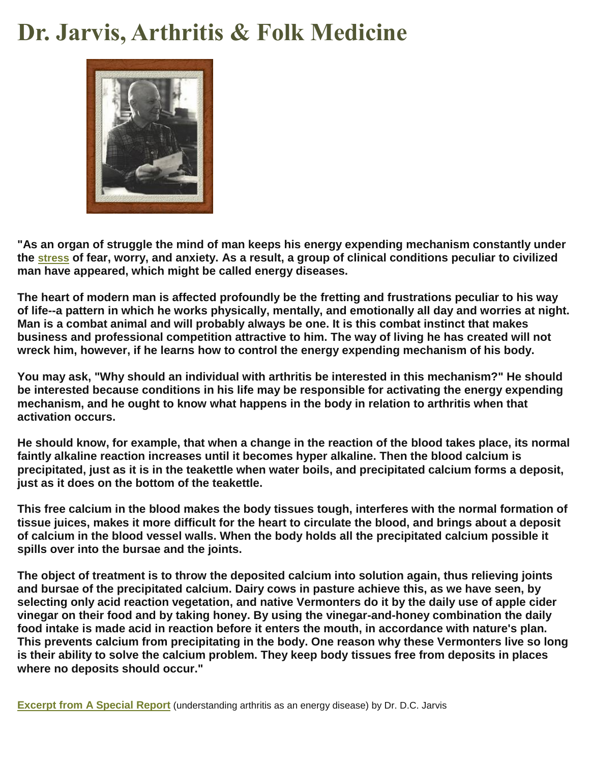# Dr. Jarvis, Arthritis & Folk Medicine

**"As an organ of struggle the mind of man keeps his energy expending mechanism constantly under the stress of fear, worry, and anxiety. As a result, a group of clinical conditions peculiar to civilized man have appeared, which might be called energy diseases.**

**The heart of modern man is affected profoundly be the fretting and frustrations peculiar to his way of life--a pattern in which he works physically, mentally, and emotionally all day and worries at night. Man is a combat animal and will probably always be one. It is this combat instinct that makes business and professional competition attractive to him. The way of living he has created will not wreck him, however, if he learns how to control the energy expending mechanism of his body.**

**You may ask, "Why should an individual with arthritis be interested in this mechanism?" He should be interested because conditions in his life may be responsible for activating the energy expending mechanism, and he ought to know what happens in the body in relation to arthritis when that activation occurs.**

**He should know, for example, that when a change in the reaction of the blood takes place, its normal faintly alkaline reaction increases until it becomes hyper alkaline. Then the blood calcium is precipitated, just as it is in the teakettle when water boils, and precipitated calcium forms a deposit, just as it does on the bottom of the teakettle.**

**This free calcium in the blood makes the body tissues tough, interferes with the normal formation of tissue juices, makes it more difficult for the heart to circulate the blood, and brings about a deposit of calcium in the blood vessel walls. When the body holds all the precipitated calcium possible it spills over into the bursae and the joints.**

**The object of treatment is to throw the deposited calcium into solution again, thus relieving joints and bursae of the precipitated calcium. Dairy cows in pasture achieve this, as we have seen, by selecting only acid reaction vegetation, and native Vermonters do it by the daily use of apple cider vinegar on their food and by taking honey. By using the vinegar-and-honey combination the daily food intake is made acid in reaction before it enters the mouth, in accordance with nature's plan. This prevents calcium from precipitating in the body. One reason why these Vermonters live so long is their ability to solve the calcium problem. They keep body tissues free from deposits in places where no deposits should occur."**

**Excerpt from A Special Report** (understanding arthritis as an energy disease) by Dr. D.C. Jarvis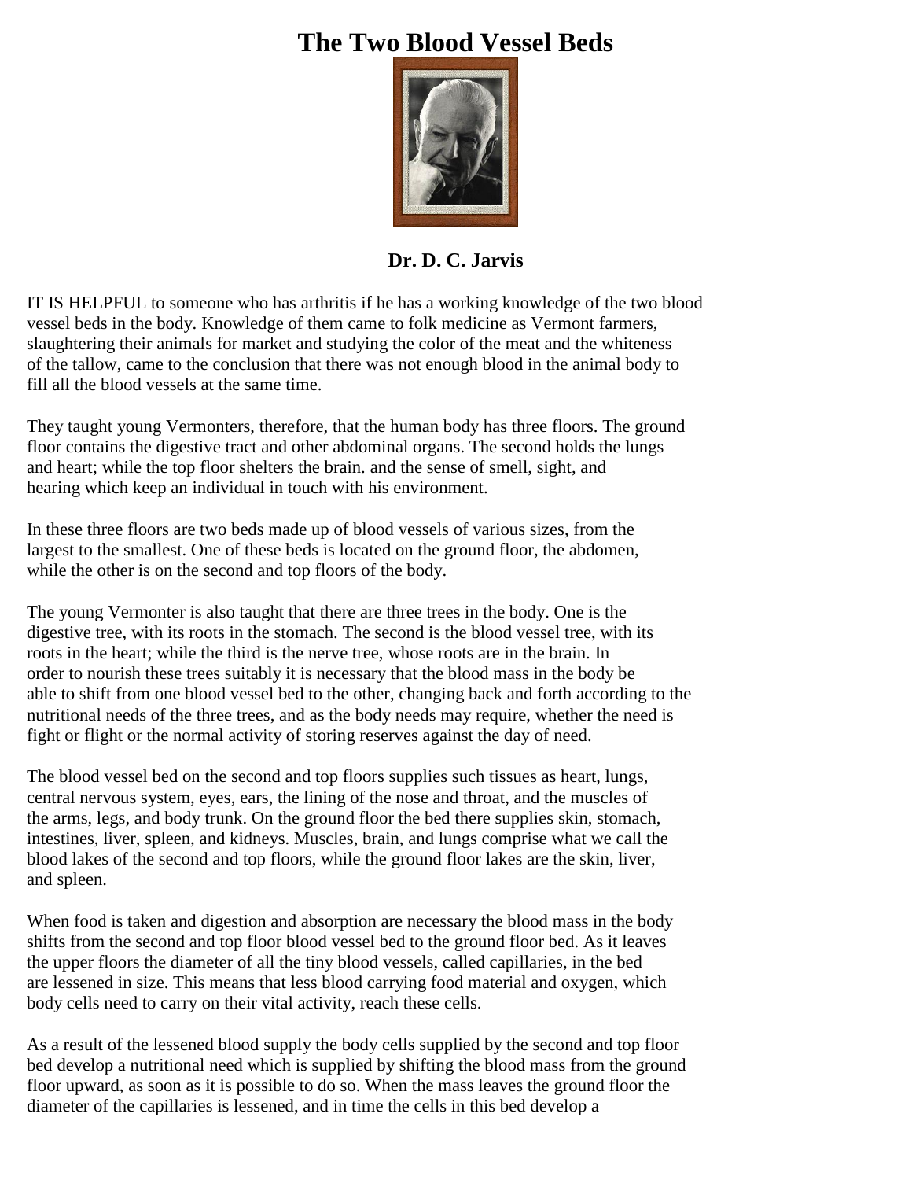# The Two Blood Vessel Beds

**Dr. D. C. Jarvis**

IT IS HELPFUL to someone who has arthritis if he has a working knowledge of the two blood vessel beds in the body. Knowledge of them came to folk medicine as Vermont farmers, slaughtering their animals for market and studying the color of the meat and the whiteness of the tallow, came to the conclusion that there was not enough blood in the animal body to fill all the blood vessels at the same time.

They taught young Vermonters, therefore, that the human body has three floors. The ground floor contains the digestive tract and other abdominal organs. The second holds the lungs and heart; while the top floor shelters the brain. and the sense of smell, sight, and hearing which keep an individual in touch with his environment.

In these three floors are two beds made up of blood vessels of various sizes, from the largest to the smallest. One of these beds is located on the ground floor, the abdomen, while the other is on the second and top floors of the body.

The young Vermonter is also taught that there are three trees in the body. One is the digestive tree, with its roots in the stomach. The second is the blood vessel tree, with its roots in the heart; while the third is the nerve tree, whose roots are in the brain. In order to nourish these trees suitably it is necessary that the blood mass in the body be able to shift from one blood vessel bed to the other, changing back and forth according to the nutritional needs of the three trees, and as the body needs may require, whether the need is fight or flight or the normal activity of storing reserves against the day of need.

The blood vessel bed on the second and top floors supplies such tissues as heart, lungs, central nervous system, eyes, ears, the lining of the nose and throat, and the muscles of the arms, legs, and body trunk. On the ground floor the bed there supplies skin, stomach, intestines, liver, spleen, and kidneys. Muscles, brain, and lungs comprise what we call the blood lakes of the second and top floors, while the ground floor lakes are the skin, liver, and spleen.

When food is taken and digestion and absorption are necessary the blood mass in the body shifts from the second and top floor blood vessel bed to the ground floor bed. As it leaves the upper floors the diameter of all the tiny blood vessels, called capillaries, in the bed are lessened in size. This means that less blood carrying food material and oxygen, which body cells need to carry on their vital activity, reach these cells.

As a result of the lessened blood supply the body cells supplied by the second and top floor bed develop a nutritional need which is supplied by shifting the blood mass from the ground floor upward, as soon as it is possible to do so. When the mass leaves the ground floor the diameter of the capillaries is lessened, and in time the cells in this bed develop a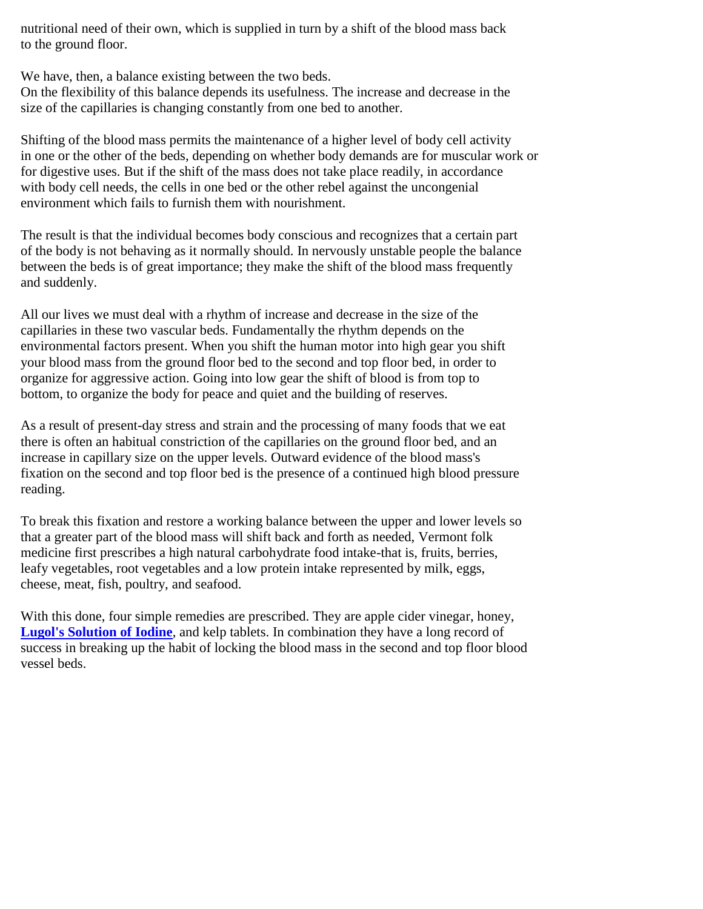nutritional need of their own, which is supplied in turn by a shift of the blood mass back to the ground floor.

We have, then, a balance existing between the two beds.
On the flexibility of this balance depends its usefulness. The increase and decrease in the size of the capillaries is changing constantly from one bed to another.

Shifting of the blood mass permits the maintenance of a higher level of body cell activity in one or the other of the beds, depending on whether body demands are for muscular work or for digestive uses. But if the shift of the mass does not take place readily, in accordance with body cell needs, the cells in one bed or the other rebel against the uncongenial environment which fails to furnish them with nourishment.

The result is that the individual becomes body conscious and recognizes that a certain part of the body is not behaving as it normally should. In nervously unstable people the balance between the beds is of great importance; they make the shift of the blood mass frequently and suddenly.

All our lives we must deal with a rhythm of increase and decrease in the size of the capillaries in these two vascular beds. Fundamentally the rhythm depends on the environmental factors present. When you shift the human motor into high gear you shift your blood mass from the ground floor bed to the second and top floor bed, in order to organize for aggressive action. Going into low gear the shift of blood is from top to bottom, to organize the body for peace and quiet and the building of reserves.

As a result of present-day stress and strain and the processing of many foods that we eat there is often an habitual constriction of the capillaries on the ground floor bed, and an increase in capillary size on the upper levels. Outward evidence of the blood mass's fixation on the second and top floor bed is the presence of a continued high blood pressure reading.

To break this fixation and restore a working balance between the upper and lower levels so that a greater part of the blood mass will shift back and forth as needed, Vermont folk medicine first prescribes a high natural carbohydrate food intake-that is, fruits, berries, leafy vegetables, root vegetables and a low protein intake represented by milk, eggs, cheese, meat, fish, poultry, and seafood.

With this done, four simple remedies are prescribed. They are apple cider vinegar, honey, **Lugol's Solution of Iodine**, and kelp tablets. In combination they have a long record of success in breaking up the habit of locking the blood mass in the second and top floor blood vessel beds.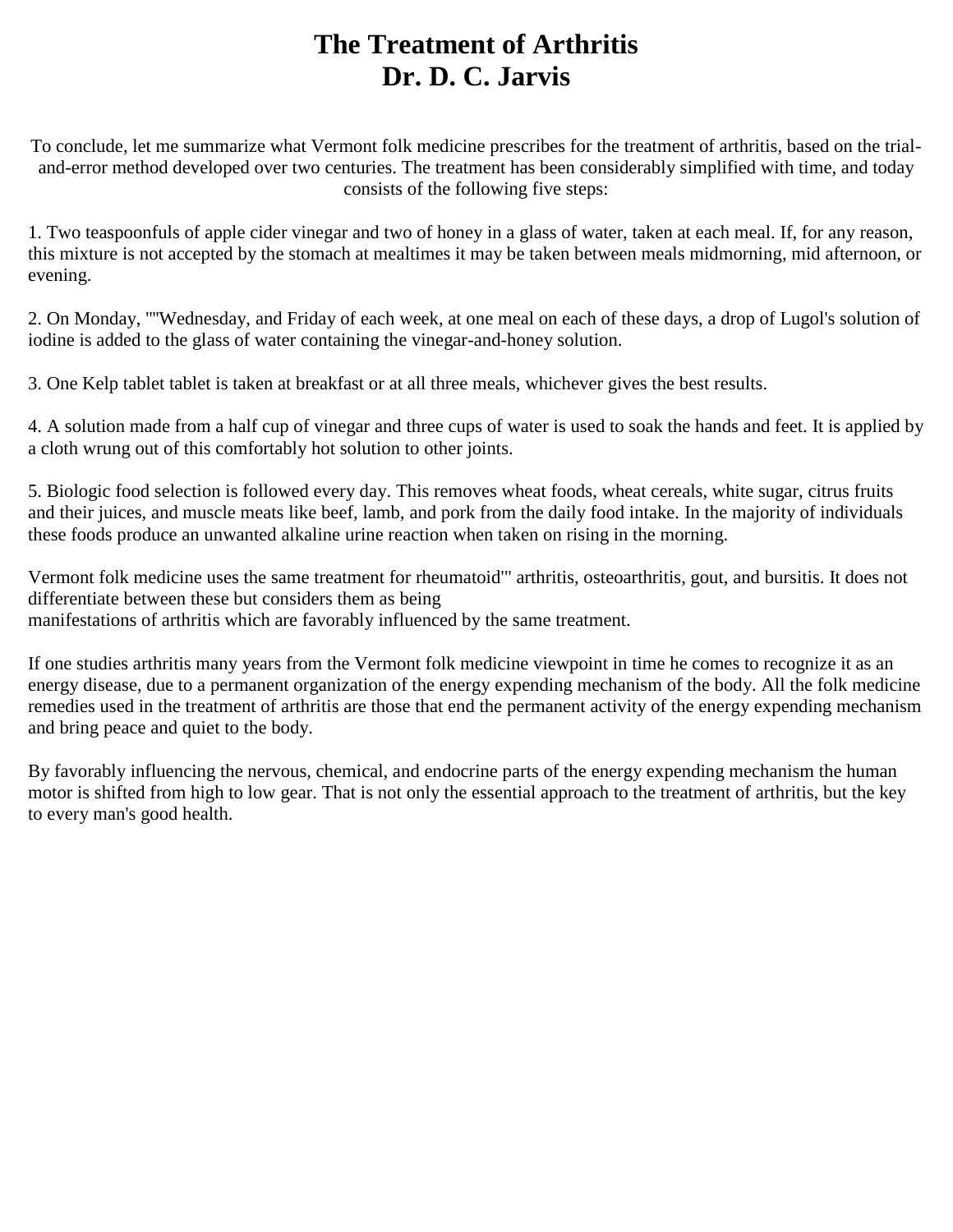# The Treatment of Arthritis
# Dr. D. C. Jarvis

To conclude, let me summarize what Vermont folk medicine prescribes for the treatment of arthritis, based on the trial-and-error method developed over two centuries. The treatment has been considerably simplified with time, and today consists of the following five steps:

1. Two teaspoonfuls of apple cider vinegar and two of honey in a glass of water, taken at each meal. If, for any reason, this mixture is not accepted by the stomach at mealtimes it may be taken between meals midmorning, mid afternoon, or evening.

2. On Monday, ""Wednesday, and Friday of each week, at one meal on each of these days, a drop of Lugol's solution of iodine is added to the glass of water containing the vinegar-and-honey solution.

3. One Kelp tablet tablet is taken at breakfast or at all three meals, whichever gives the best results.

4. A solution made from a half cup of vinegar and three cups of water is used to soak the hands and feet. It is applied by a cloth wrung out of this comfortably hot solution to other joints.

5. Biologic food selection is followed every day. This removes wheat foods, wheat cereals, white sugar, citrus fruits and their juices, and muscle meats like beef, lamb, and pork from the daily food intake. In the majority of individuals these foods produce an unwanted alkaline urine reaction when taken on rising in the morning.

Vermont folk medicine uses the same treatment for rheumatoid'" arthritis, osteoarthritis, gout, and bursitis. It does not differentiate between these but considers them as being manifestations of arthritis which are favorably influenced by the same treatment.

If one studies arthritis many years from the Vermont folk medicine viewpoint in time he comes to recognize it as an energy disease, due to a permanent organization of the energy expending mechanism of the body. All the folk medicine remedies used in the treatment of arthritis are those that end the permanent activity of the energy expending mechanism and bring peace and quiet to the body.

By favorably influencing the nervous, chemical, and endocrine parts of the energy expending mechanism the human motor is shifted from high to low gear. That is not only the essential approach to the treatment of arthritis, but the key to every man's good health.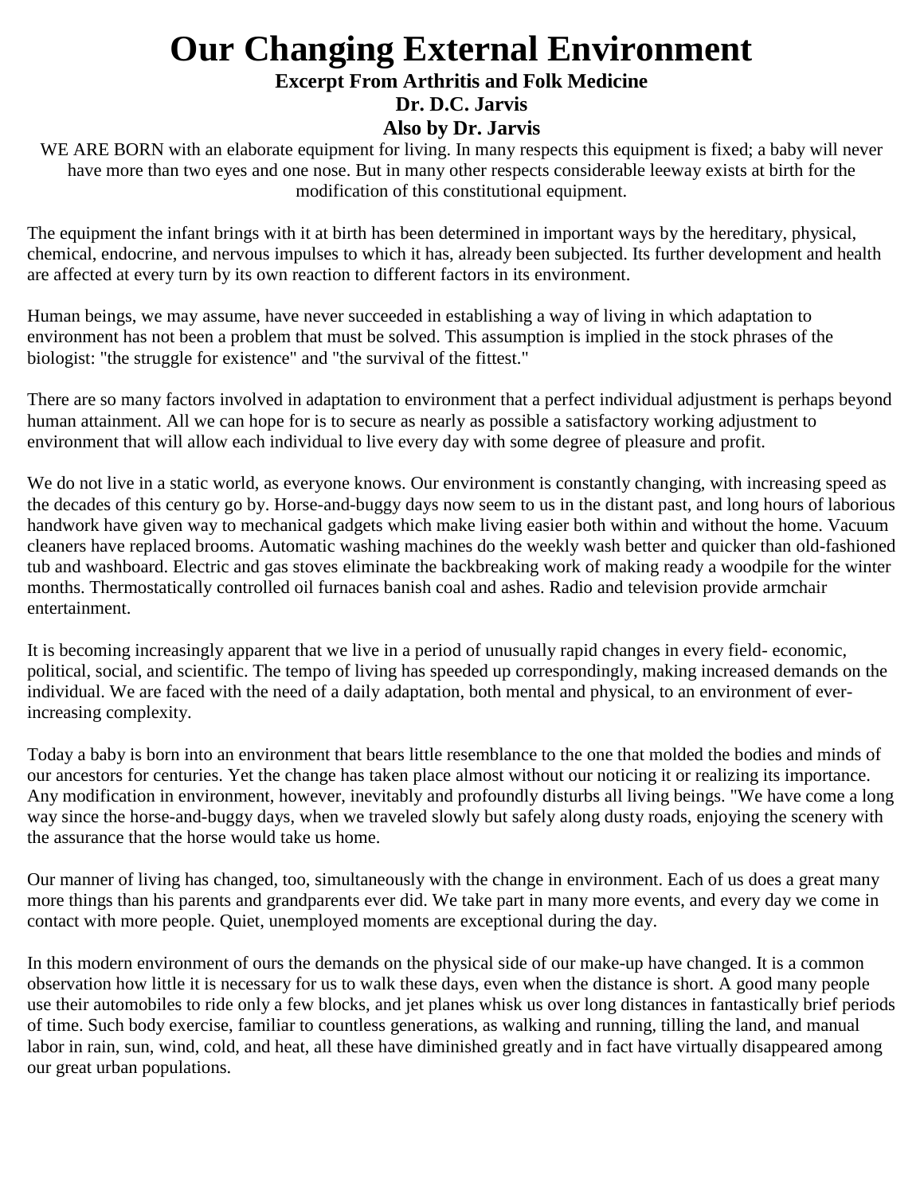# Our Changing External Environment

**Excerpt From Arthritis and Folk Medicine**

**Dr. D.C. Jarvis**

**Also by Dr. Jarvis**

WE ARE BORN with an elaborate equipment for living. In many respects this equipment is fixed; a baby will never have more than two eyes and one nose. But in many other respects considerable leeway exists at birth for the modification of this constitutional equipment.

The equipment the infant brings with it at birth has been determined in important ways by the hereditary, physical, chemical, endocrine, and nervous impulses to which it has, already been subjected. Its further development and health are affected at every turn by its own reaction to different factors in its environment.

Human beings, we may assume, have never succeeded in establishing a way of living in which adaptation to environment has not been a problem that must be solved. This assumption is implied in the stock phrases of the biologist: "the struggle for existence" and "the survival of the fittest."

There are so many factors involved in adaptation to environment that a perfect individual adjustment is perhaps beyond human attainment. All we can hope for is to secure as nearly as possible a satisfactory working adjustment to environment that will allow each individual to live every day with some degree of pleasure and profit.

We do not live in a static world, as everyone knows. Our environment is constantly changing, with increasing speed as the decades of this century go by. Horse-and-buggy days now seem to us in the distant past, and long hours of laborious handwork have given way to mechanical gadgets which make living easier both within and without the home. Vacuum cleaners have replaced brooms. Automatic washing machines do the weekly wash better and quicker than old-fashioned tub and washboard. Electric and gas stoves eliminate the backbreaking work of making ready a woodpile for the winter months. Thermostatically controlled oil furnaces banish coal and ashes. Radio and television provide armchair entertainment.

It is becoming increasingly apparent that we live in a period of unusually rapid changes in every field- economic, political, social, and scientific. The tempo of living has speeded up correspondingly, making increased demands on the individual. We are faced with the need of a daily adaptation, both mental and physical, to an environment of ever-increasing complexity.

Today a baby is born into an environment that bears little resemblance to the one that molded the bodies and minds of our ancestors for centuries. Yet the change has taken place almost without our noticing it or realizing its importance. Any modification in environment, however, inevitably and profoundly disturbs all living beings. "We have come a long way since the horse-and-buggy days, when we traveled slowly but safely along dusty roads, enjoying the scenery with the assurance that the horse would take us home.

Our manner of living has changed, too, simultaneously with the change in environment. Each of us does a great many more things than his parents and grandparents ever did. We take part in many more events, and every day we come in contact with more people. Quiet, unemployed moments are exceptional during the day.

In this modern environment of ours the demands on the physical side of our make-up have changed. It is a common observation how little it is necessary for us to walk these days, even when the distance is short. A good many people use their automobiles to ride only a few blocks, and jet planes whisk us over long distances in fantastically brief periods of time. Such body exercise, familiar to countless generations, as walking and running, tilling the land, and manual labor in rain, sun, wind, cold, and heat, all these have diminished greatly and in fact have virtually disappeared among our great urban populations.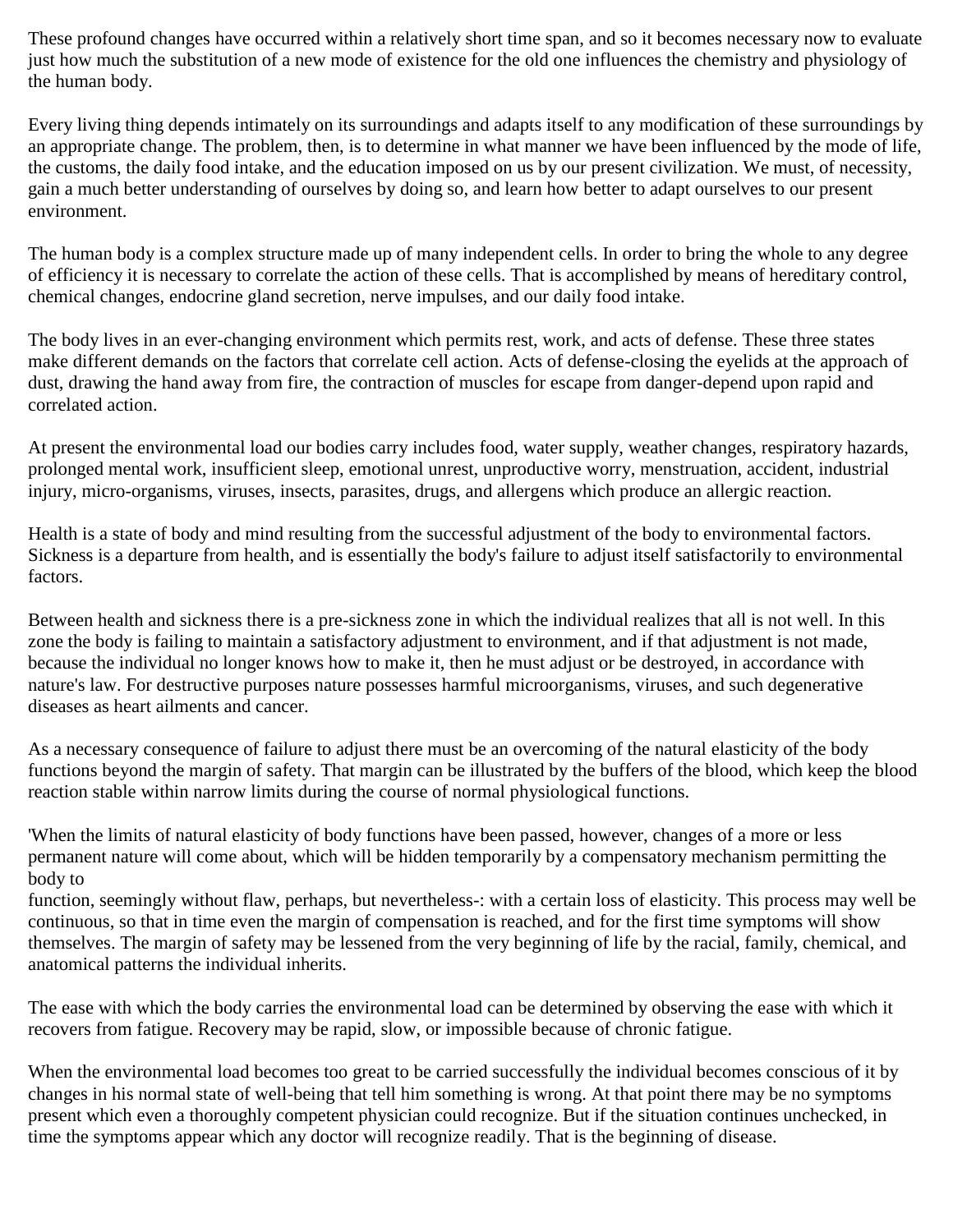These profound changes have occurred within a relatively short time span, and so it becomes necessary now to evaluate just how much the substitution of a new mode of existence for the old one influences the chemistry and physiology of the human body.

Every living thing depends intimately on its surroundings and adapts itself to any modification of these surroundings by an appropriate change. The problem, then, is to determine in what manner we have been influenced by the mode of life, the customs, the daily food intake, and the education imposed on us by our present civilization. We must, of necessity, gain a much better understanding of ourselves by doing so, and learn how better to adapt ourselves to our present environment.

The human body is a complex structure made up of many independent cells. In order to bring the whole to any degree of efficiency it is necessary to correlate the action of these cells. That is accomplished by means of hereditary control, chemical changes, endocrine gland secretion, nerve impulses, and our daily food intake.

The body lives in an ever-changing environment which permits rest, work, and acts of defense. These three states make different demands on the factors that correlate cell action. Acts of defense-closing the eyelids at the approach of dust, drawing the hand away from fire, the contraction of muscles for escape from danger-depend upon rapid and correlated action.

At present the environmental load our bodies carry includes food, water supply, weather changes, respiratory hazards, prolonged mental work, insufficient sleep, emotional unrest, unproductive worry, menstruation, accident, industrial injury, micro-organisms, viruses, insects, parasites, drugs, and allergens which produce an allergic reaction.

Health is a state of body and mind resulting from the successful adjustment of the body to environmental factors. Sickness is a departure from health, and is essentially the body's failure to adjust itself satisfactorily to environmental factors.

Between health and sickness there is a pre-sickness zone in which the individual realizes that all is not well. In this zone the body is failing to maintain a satisfactory adjustment to environment, and if that adjustment is not made, because the individual no longer knows how to make it, then he must adjust or be destroyed, in accordance with nature's law. For destructive purposes nature possesses harmful microorganisms, viruses, and such degenerative diseases as heart ailments and cancer.

As a necessary consequence of failure to adjust there must be an overcoming of the natural elasticity of the body functions beyond the margin of safety. That margin can be illustrated by the buffers of the blood, which keep the blood reaction stable within narrow limits during the course of normal physiological functions.

'When the limits of natural elasticity of body functions have been passed, however, changes of a more or less permanent nature will come about, which will be hidden temporarily by a compensatory mechanism permitting the body to function, seemingly without flaw, perhaps, but nevertheless-: with a certain loss of elasticity. This process may well be continuous, so that in time even the margin of compensation is reached, and for the first time symptoms will show themselves. The margin of safety may be lessened from the very beginning of life by the racial, family, chemical, and anatomical patterns the individual inherits.

The ease with which the body carries the environmental load can be determined by observing the ease with which it recovers from fatigue. Recovery may be rapid, slow, or impossible because of chronic fatigue.

When the environmental load becomes too great to be carried successfully the individual becomes conscious of it by changes in his normal state of well-being that tell him something is wrong. At that point there may be no symptoms present which even a thoroughly competent physician could recognize. But if the situation continues unchecked, in time the symptoms appear which any doctor will recognize readily. That is the beginning of disease.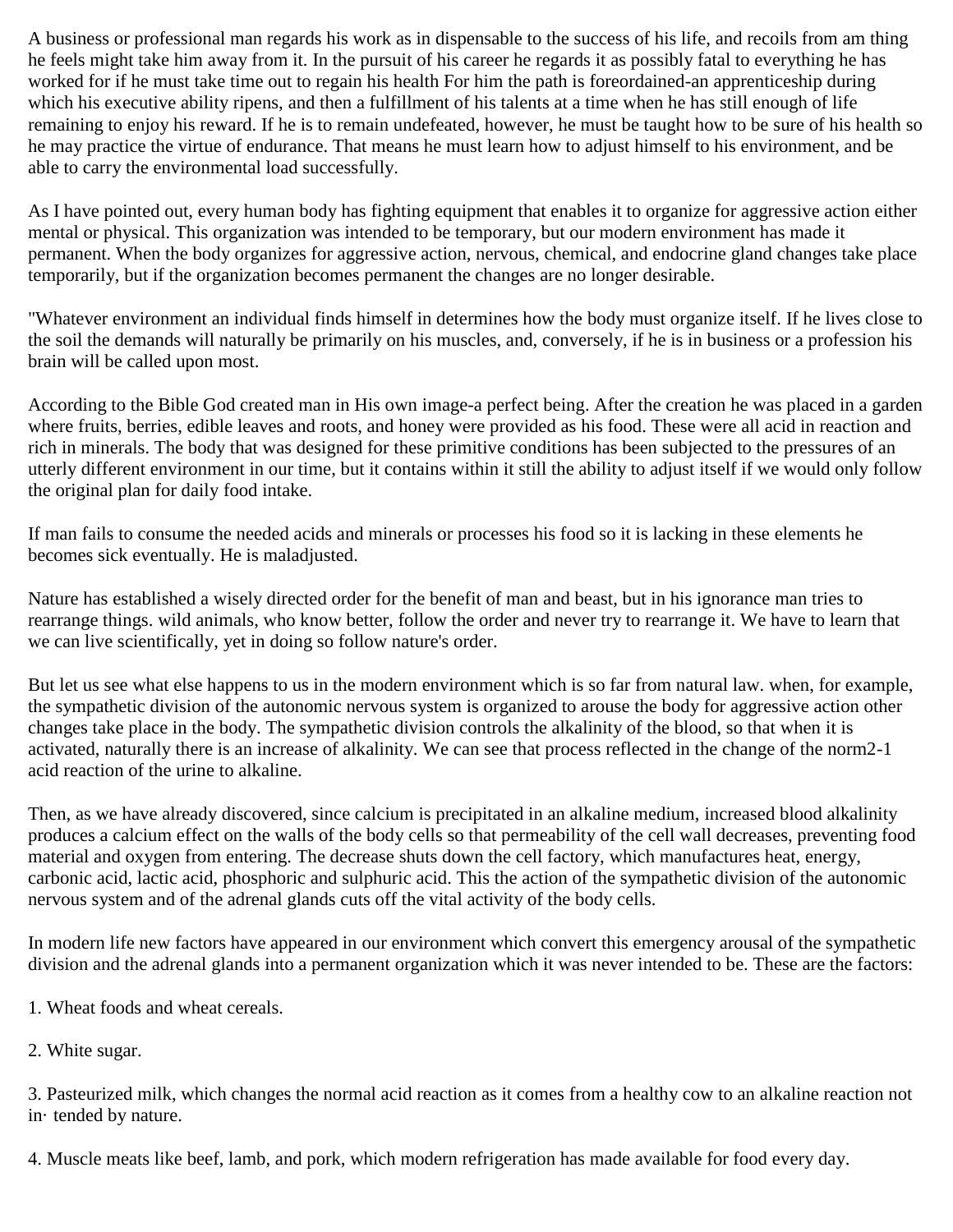A business or professional man regards his work as in dispensable to the success of his life, and recoils from am thing he feels might take him away from it. In the pursuit of his career he regards it as possibly fatal to everything he has worked for if he must take time out to regain his health For him the path is foreordained-an apprenticeship during which his executive ability ripens, and then a fulfillment of his talents at a time when he has still enough of life remaining to enjoy his reward. If he is to remain undefeated, however, he must be taught how to be sure of his health so he may practice the virtue of endurance. That means he must learn how to adjust himself to his environment, and be able to carry the environmental load successfully.

As I have pointed out, every human body has fighting equipment that enables it to organize for aggressive action either mental or physical. This organization was intended to be temporary, but our modern environment has made it permanent. When the body organizes for aggressive action, nervous, chemical, and endocrine gland changes take place temporarily, but if the organization becomes permanent the changes are no longer desirable.

"Whatever environment an individual finds himself in determines how the body must organize itself. If he lives close to the soil the demands will naturally be primarily on his muscles, and, conversely, if he is in business or a profession his brain will be called upon most.

According to the Bible God created man in His own image-a perfect being. After the creation he was placed in a garden where fruits, berries, edible leaves and roots, and honey were provided as his food. These were all acid in reaction and rich in minerals. The body that was designed for these primitive conditions has been subjected to the pressures of an utterly different environment in our time, but it contains within it still the ability to adjust itself if we would only follow the original plan for daily food intake.

If man fails to consume the needed acids and minerals or processes his food so it is lacking in these elements he becomes sick eventually. He is maladjusted.

Nature has established a wisely directed order for the benefit of man and beast, but in his ignorance man tries to rearrange things. wild animals, who know better, follow the order and never try to rearrange it. We have to learn that we can live scientifically, yet in doing so follow nature's order.

But let us see what else happens to us in the modern environment which is so far from natural law. when, for example, the sympathetic division of the autonomic nervous system is organized to arouse the body for aggressive action other changes take place in the body. The sympathetic division controls the alkalinity of the blood, so that when it is activated, naturally there is an increase of alkalinity. We can see that process reflected in the change of the norm2-1 acid reaction of the urine to alkaline.

Then, as we have already discovered, since calcium is precipitated in an alkaline medium, increased blood alkalinity produces a calcium effect on the walls of the body cells so that permeability of the cell wall decreases, preventing food material and oxygen from entering. The decrease shuts down the cell factory, which manufactures heat, energy, carbonic acid, lactic acid, phosphoric and sulphuric acid. This the action of the sympathetic division of the autonomic nervous system and of the adrenal glands cuts off the vital activity of the body cells.

In modern life new factors have appeared in our environment which convert this emergency arousal of the sympathetic division and the adrenal glands into a permanent organization which it was never intended to be. These are the factors:

1. Wheat foods and wheat cereals.

2. White sugar.

3. Pasteurized milk, which changes the normal acid reaction as it comes from a healthy cow to an alkaline reaction not in· tended by nature.

4. Muscle meats like beef, lamb, and pork, which modern refrigeration has made available for food every day.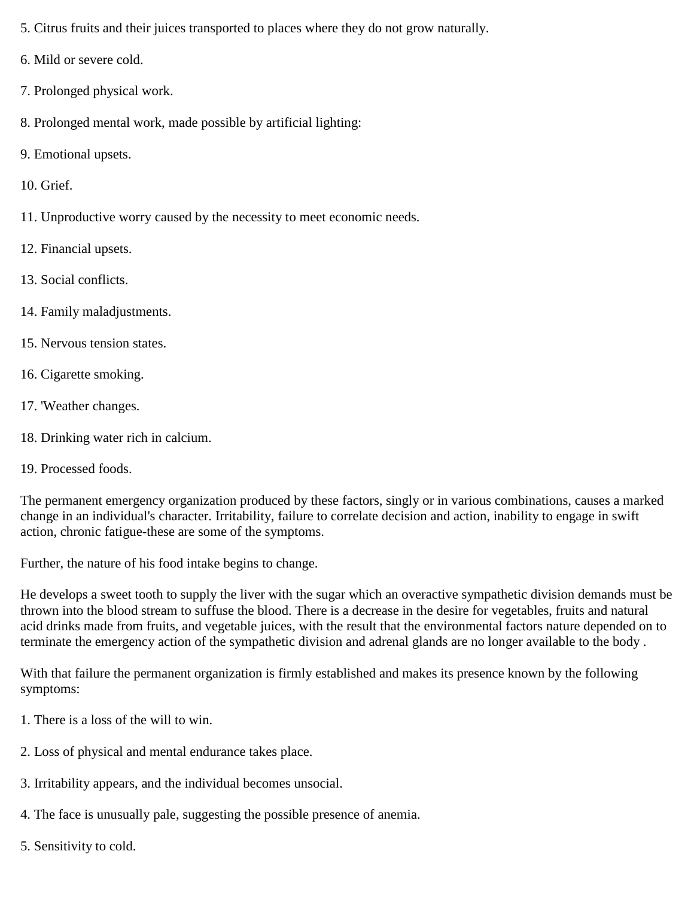5. Citrus fruits and their juices transported to places where they do not grow naturally.

6. Mild or severe cold.

7. Prolonged physical work.

8. Prolonged mental work, made possible by artificial lighting:

9. Emotional upsets.

10. Grief.

11. Unproductive worry caused by the necessity to meet economic needs.

12. Financial upsets.

13. Social conflicts.

14. Family maladjustments.

15. Nervous tension states.

16. Cigarette smoking.

17. 'Weather changes.

18. Drinking water rich in calcium.

19. Processed foods.

The permanent emergency organization produced by these factors, singly or in various combinations, causes a marked change in an individual's character. Irritability, failure to correlate decision and action, inability to engage in swift action, chronic fatigue-these are some of the symptoms.

Further, the nature of his food intake begins to change.

He develops a sweet tooth to supply the liver with the sugar which an overactive sympathetic division demands must be thrown into the blood stream to suffuse the blood. There is a decrease in the desire for vegetables, fruits and natural acid drinks made from fruits, and vegetable juices, with the result that the environmental factors nature depended on to terminate the emergency action of the sympathetic division and adrenal glands are no longer available to the body .

With that failure the permanent organization is firmly established and makes its presence known by the following symptoms:

1. There is a loss of the will to win.

2. Loss of physical and mental endurance takes place.

3. Irritability appears, and the individual becomes unsocial.

4. The face is unusually pale, suggesting the possible presence of anemia.

5. Sensitivity to cold.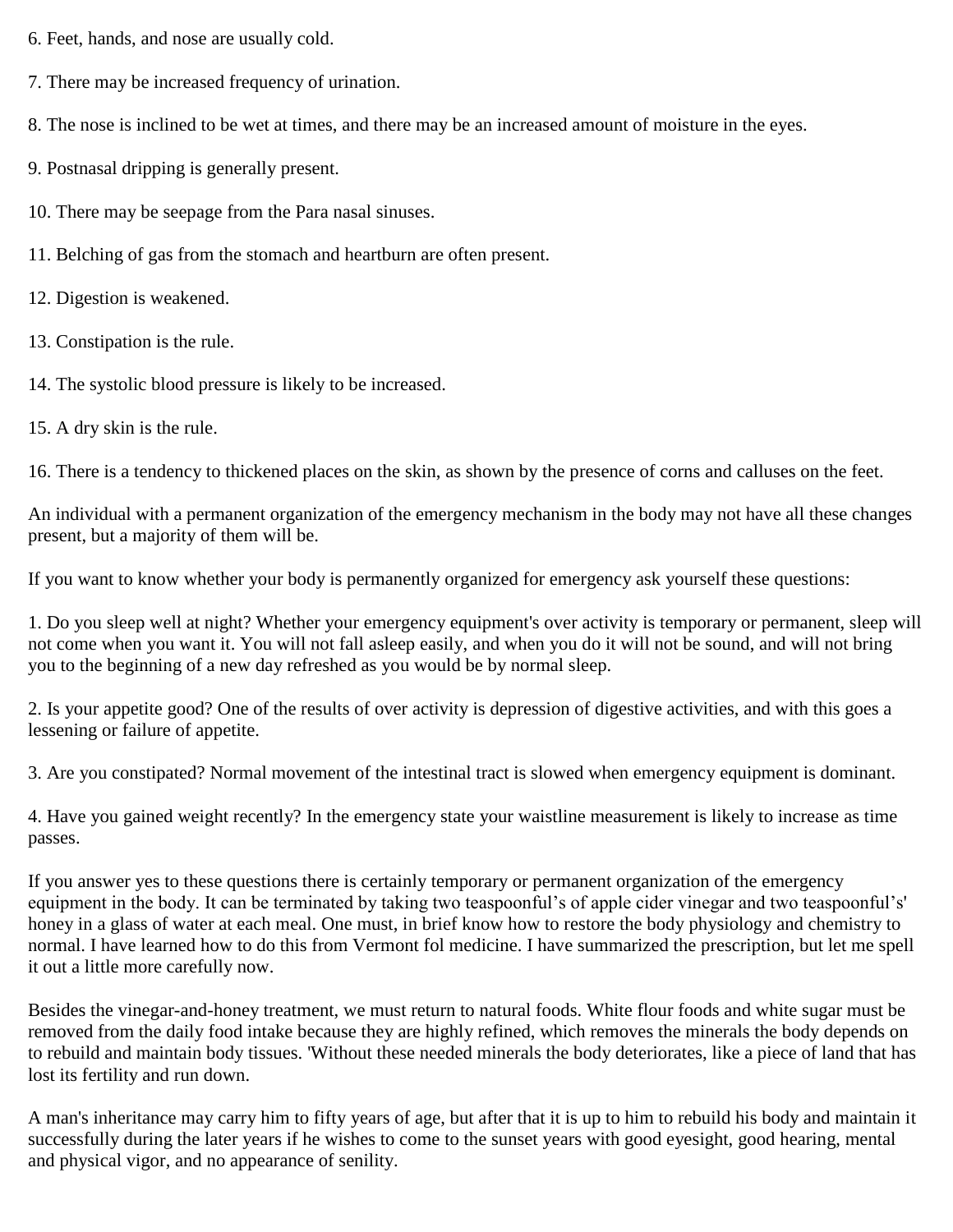6. Feet, hands, and nose are usually cold.

7. There may be increased frequency of urination.

8. The nose is inclined to be wet at times, and there may be an increased amount of moisture in the eyes.

9. Postnasal dripping is generally present.

10. There may be seepage from the Para nasal sinuses.

11. Belching of gas from the stomach and heartburn are often present.

12. Digestion is weakened.

13. Constipation is the rule.

14. The systolic blood pressure is likely to be increased.

15. A dry skin is the rule.

16. There is a tendency to thickened places on the skin, as shown by the presence of corns and calluses on the feet.

An individual with a permanent organization of the emergency mechanism in the body may not have all these changes present, but a majority of them will be.

If you want to know whether your body is permanently organized for emergency ask yourself these questions:

1. Do you sleep well at night? Whether your emergency equipment's over activity is temporary or permanent, sleep will not come when you want it. You will not fall asleep easily, and when you do it will not be sound, and will not bring you to the beginning of a new day refreshed as you would be by normal sleep.

2. Is your appetite good? One of the results of over activity is depression of digestive activities, and with this goes a lessening or failure of appetite.

3. Are you constipated? Normal movement of the intestinal tract is slowed when emergency equipment is dominant.

4. Have you gained weight recently? In the emergency state your waistline measurement is likely to increase as time passes.

If you answer yes to these questions there is certainly temporary or permanent organization of the emergency equipment in the body. It can be terminated by taking two teaspoonful's of apple cider vinegar and two teaspoonful's' honey in a glass of water at each meal. One must, in brief know how to restore the body physiology and chemistry to normal. I have learned how to do this from Vermont fol medicine. I have summarized the prescription, but let me spell it out a little more carefully now.

Besides the vinegar-and-honey treatment, we must return to natural foods. White flour foods and white sugar must be removed from the daily food intake because they are highly refined, which removes the minerals the body depends on to rebuild and maintain body tissues. 'Without these needed minerals the body deteriorates, like a piece of land that has lost its fertility and run down.

A man's inheritance may carry him to fifty years of age, but after that it is up to him to rebuild his body and maintain it successfully during the later years if he wishes to come to the sunset years with good eyesight, good hearing, mental and physical vigor, and no appearance of senility.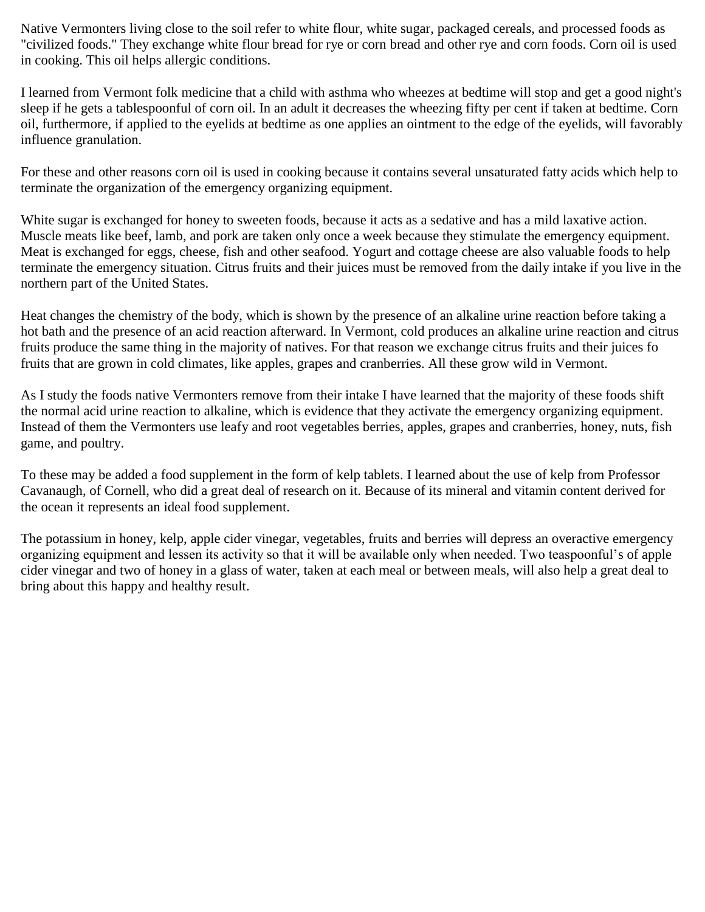Native Vermonters living close to the soil refer to white flour, white sugar, packaged cereals, and processed foods as "civilized foods." They exchange white flour bread for rye or corn bread and other rye and corn foods. Corn oil is used in cooking. This oil helps allergic conditions.

I learned from Vermont folk medicine that a child with asthma who wheezes at bedtime will stop and get a good night's sleep if he gets a tablespoonful of corn oil. In an adult it decreases the wheezing fifty per cent if taken at bedtime. Corn oil, furthermore, if applied to the eyelids at bedtime as one applies an ointment to the edge of the eyelids, will favorably influence granulation.

For these and other reasons corn oil is used in cooking because it contains several unsaturated fatty acids which help to terminate the organization of the emergency organizing equipment.

White sugar is exchanged for honey to sweeten foods, because it acts as a sedative and has a mild laxative action. Muscle meats like beef, lamb, and pork are taken only once a week because they stimulate the emergency equipment. Meat is exchanged for eggs, cheese, fish and other seafood. Yogurt and cottage cheese are also valuable foods to help terminate the emergency situation. Citrus fruits and their juices must be removed from the daily intake if you live in the northern part of the United States.

Heat changes the chemistry of the body, which is shown by the presence of an alkaline urine reaction before taking a hot bath and the presence of an acid reaction afterward. In Vermont, cold produces an alkaline urine reaction and citrus fruits produce the same thing in the majority of natives. For that reason we exchange citrus fruits and their juices fo fruits that are grown in cold climates, like apples, grapes and cranberries. All these grow wild in Vermont.

As I study the foods native Vermonters remove from their intake I have learned that the majority of these foods shift the normal acid urine reaction to alkaline, which is evidence that they activate the emergency organizing equipment. Instead of them the Vermonters use leafy and root vegetables berries, apples, grapes and cranberries, honey, nuts, fish game, and poultry.

To these may be added a food supplement in the form of kelp tablets. I learned about the use of kelp from Professor Cavanaugh, of Cornell, who did a great deal of research on it. Because of its mineral and vitamin content derived for the ocean it represents an ideal food supplement.

The potassium in honey, kelp, apple cider vinegar, vegetables, fruits and berries will depress an overactive emergency organizing equipment and lessen its activity so that it will be available only when needed. Two teaspoonful's of apple cider vinegar and two of honey in a glass of water, taken at each meal or between meals, will also help a great deal to bring about this happy and healthy result.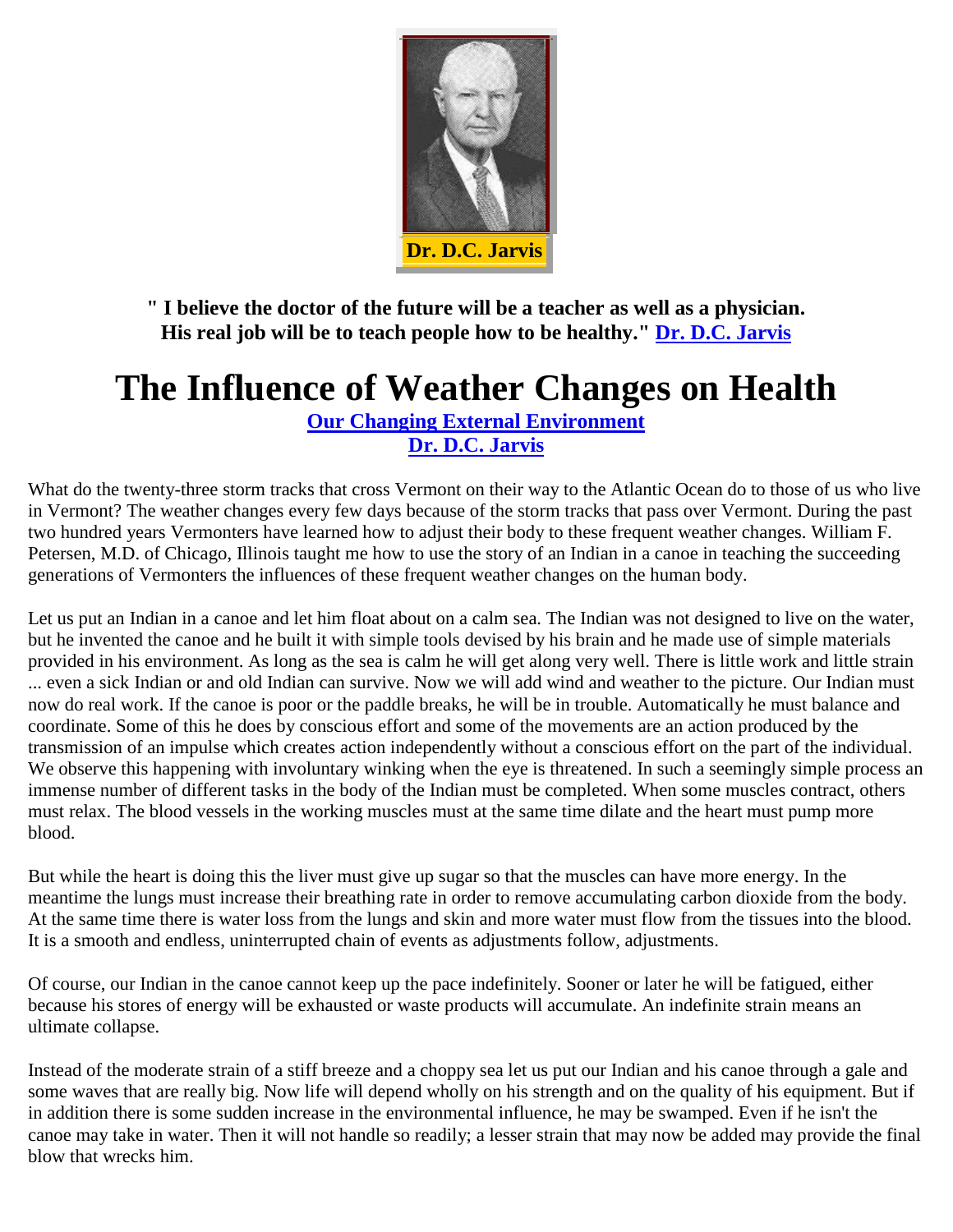Dr. D.C. Jarvis

**" I believe the doctor of the future will be a teacher as well as a physician. His real job will be to teach people how to be healthy." Dr. D.C. Jarvis**

# The Influence of Weather Changes on Health

**Our Changing External Environment**
**Dr. D.C. Jarvis**

What do the twenty-three storm tracks that cross Vermont on their way to the Atlantic Ocean do to those of us who live in Vermont? The weather changes every few days because of the storm tracks that pass over Vermont. During the past two hundred years Vermonters have learned how to adjust their body to these frequent weather changes. William F. Petersen, M.D. of Chicago, Illinois taught me how to use the story of an Indian in a canoe in teaching the succeeding generations of Vermonters the influences of these frequent weather changes on the human body.

Let us put an Indian in a canoe and let him float about on a calm sea. The Indian was not designed to live on the water, but he invented the canoe and he built it with simple tools devised by his brain and he made use of simple materials provided in his environment. As long as the sea is calm he will get along very well. There is little work and little strain ... even a sick Indian or and old Indian can survive. Now we will add wind and weather to the picture. Our Indian must now do real work. If the canoe is poor or the paddle breaks, he will be in trouble. Automatically he must balance and coordinate. Some of this he does by conscious effort and some of the movements are an action produced by the transmission of an impulse which creates action independently without a conscious effort on the part of the individual. We observe this happening with involuntary winking when the eye is threatened. In such a seemingly simple process an immense number of different tasks in the body of the Indian must be completed. When some muscles contract, others must relax. The blood vessels in the working muscles must at the same time dilate and the heart must pump more blood.

But while the heart is doing this the liver must give up sugar so that the muscles can have more energy. In the meantime the lungs must increase their breathing rate in order to remove accumulating carbon dioxide from the body. At the same time there is water loss from the lungs and skin and more water must flow from the tissues into the blood. It is a smooth and endless, uninterrupted chain of events as adjustments follow, adjustments.

Of course, our Indian in the canoe cannot keep up the pace indefinitely. Sooner or later he will be fatigued, either because his stores of energy will be exhausted or waste products will accumulate. An indefinite strain means an ultimate collapse.

Instead of the moderate strain of a stiff breeze and a choppy sea let us put our Indian and his canoe through a gale and some waves that are really big. Now life will depend wholly on his strength and on the quality of his equipment. But if in addition there is some sudden increase in the environmental influence, he may be swamped. Even if he isn't the canoe may take in water. Then it will not handle so readily; a lesser strain that may now be added may provide the final blow that wrecks him.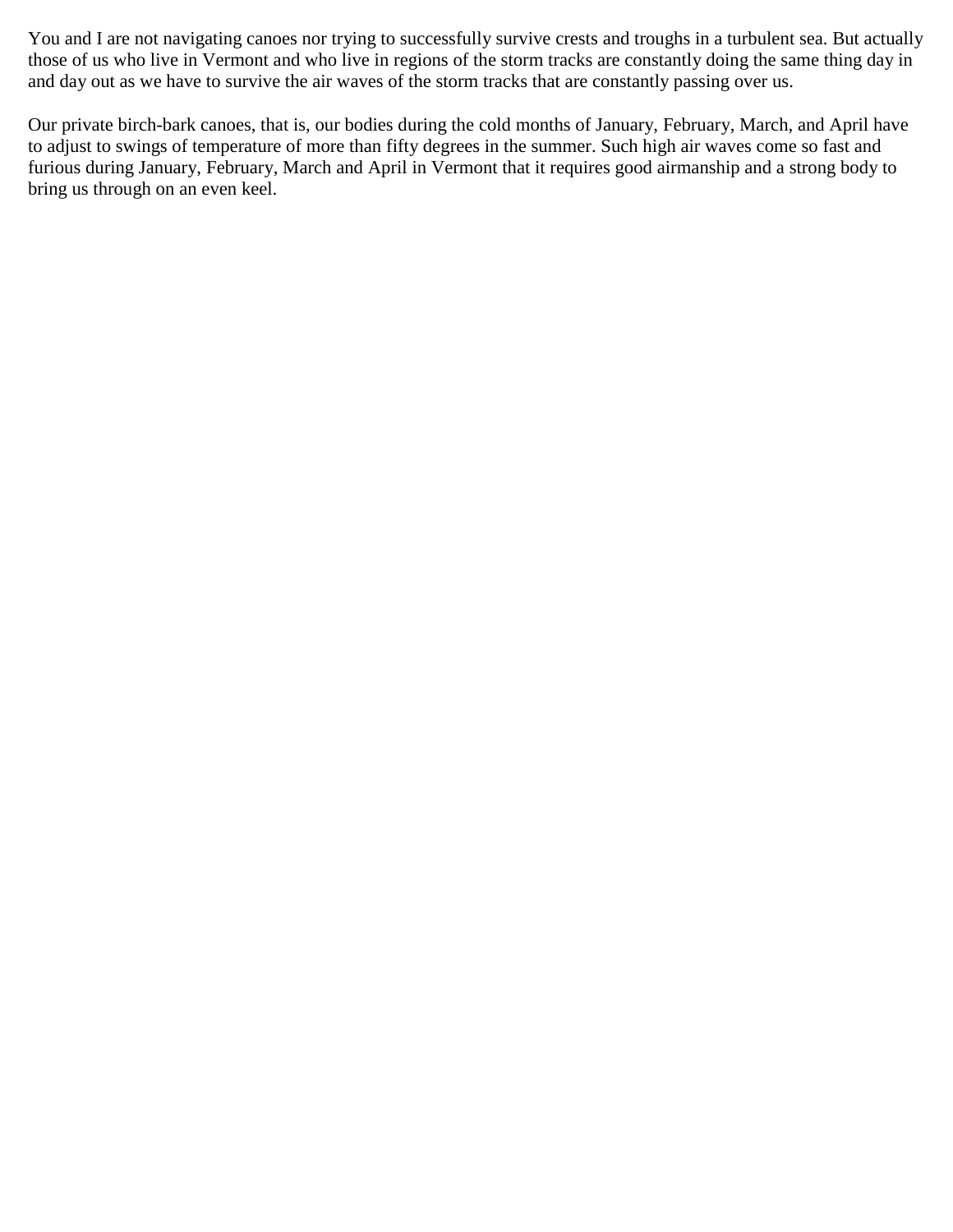You and I are not navigating canoes nor trying to successfully survive crests and troughs in a turbulent sea. But actually those of us who live in Vermont and who live in regions of the storm tracks are constantly doing the same thing day in and day out as we have to survive the air waves of the storm tracks that are constantly passing over us.

Our private birch-bark canoes, that is, our bodies during the cold months of January, February, March, and April have to adjust to swings of temperature of more than fifty degrees in the summer. Such high air waves come so fast and furious during January, February, March and April in Vermont that it requires good airmanship and a strong body to bring us through on an even keel.